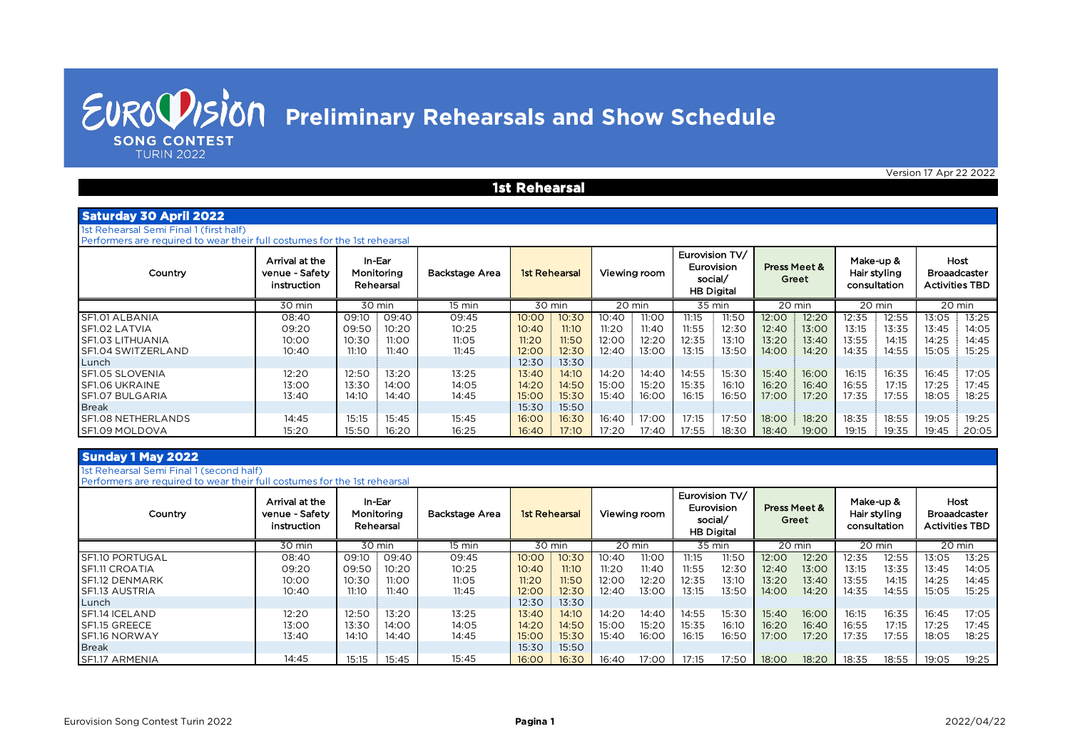# Eurovision Song Contest Turin 2022 — Preliminary Rehearsals and Show Schedule

Version 17 Apr 22 2022

## 1st Rehearsal

### Saturday 30 April 2022

1st Rehearsal Semi Final 1 (first half)

Performers are required to wear their full costumes for the 1st rehearsal

| Country | Arrival at the venue - Safety instruction | In-Ear Monitoring Rehearsal | | Backstage Area | 1st Rehearsal | | Viewing room | | Eurovision TV/ Eurovision social/ HB Digital | | Press Meet & Greet | | Make-up & Hair styling consultation | | Host Broadcaster Activities TBD | |
|---|---|---|---|---|---|---|---|---|---|---|---|---|---|---|---|---|
| | 30 min | 30 min | | 15 min | 30 min | | 20 min | | 35 min | | 20 min | | 20 min | | 20 min | |
| SF1.01 ALBANIA | 08:40 | 09:10 | 09:40 | 09:45 | 10:00 | 10:30 | 10:40 | 11:00 | 11:15 | 11:50 | 12:00 | 12:20 | 12:35 | 12:55 | 13:05 | 13:25 |
| SF1.02 LATVIA | 09:20 | 09:50 | 10:20 | 10:25 | 10:40 | 11:10 | 11:20 | 11:40 | 11:55 | 12:30 | 12:40 | 13:00 | 13:15 | 13:35 | 13:45 | 14:05 |
| SF1.03 LITHUANIA | 10:00 | 10:30 | 11:00 | 11:05 | 11:20 | 11:50 | 12:00 | 12:20 | 12:35 | 13:10 | 13:20 | 13:40 | 13:55 | 14:15 | 14:25 | 14:45 |
| SF1.04 SWITZERLAND | 10:40 | 11:10 | 11:40 | 11:45 | 12:00 | 12:30 | 12:40 | 13:00 | 13:15 | 13:50 | 14:00 | 14:20 | 14:35 | 14:55 | 15:05 | 15:25 |
| Lunch | | | | | 12:30 | 13:30 | | | | | | | | | | |
| SF1.05 SLOVENIA | 12:20 | 12:50 | 13:20 | 13:25 | 13:40 | 14:10 | 14:20 | 14:40 | 14:55 | 15:30 | 15:40 | 16:00 | 16:15 | 16:35 | 16:45 | 17:05 |
| SF1.06 UKRAINE | 13:00 | 13:30 | 14:00 | 14:05 | 14:20 | 14:50 | 15:00 | 15:20 | 15:35 | 16:10 | 16:20 | 16:40 | 16:55 | 17:15 | 17:25 | 17:45 |
| SF1.07 BULGARIA | 13:40 | 14:10 | 14:40 | 14:45 | 15:00 | 15:30 | 15:40 | 16:00 | 16:15 | 16:50 | 17:00 | 17:20 | 17:35 | 17:55 | 18:05 | 18:25 |
| Break | | | | | 15:30 | 15:50 | | | | | | | | | | |
| SF1.08 NETHERLANDS | 14:45 | 15:15 | 15:45 | 15:45 | 16:00 | 16:30 | 16:40 | 17:00 | 17:15 | 17:50 | 18:00 | 18:20 | 18:35 | 18:55 | 19:05 | 19:25 |
| SF1.09 MOLDOVA | 15:20 | 15:50 | 16:20 | 16:25 | 16:40 | 17:10 | 17:20 | 17:40 | 17:55 | 18:30 | 18:40 | 19:00 | 19:15 | 19:35 | 19:45 | 20:05 |

### Sunday 1 May 2022

1st Rehearsal Semi Final 1 (second half)

Performers are required to wear their full costumes for the 1st rehearsal

| Country | Arrival at the venue - Safety instruction | In-Ear Monitoring Rehearsal | | Backstage Area | 1st Rehearsal | | Viewing room | | Eurovision TV/ Eurovision social/ HB Digital | | Press Meet & Greet | | Make-up & Hair styling consultation | | Host Broadcaster Activities TBD | |
|---|---|---|---|---|---|---|---|---|---|---|---|---|---|---|---|---|
| | 30 min | 30 min | | 15 min | 30 min | | 20 min | | 35 min | | 20 min | | 20 min | | 20 min | |
| SF1.10 PORTUGAL | 08:40 | 09:10 | 09:40 | 09:45 | 10:00 | 10:30 | 10:40 | 11:00 | 11:15 | 11:50 | 12:00 | 12:20 | 12:35 | 12:55 | 13:05 | 13:25 |
| SF1.11 CROATIA | 09:20 | 09:50 | 10:20 | 10:25 | 10:40 | 11:10 | 11:20 | 11:40 | 11:55 | 12:30 | 12:40 | 13:00 | 13:15 | 13:35 | 13:45 | 14:05 |
| SF1.12 DENMARK | 10:00 | 10:30 | 11:00 | 11:05 | 11:20 | 11:50 | 12:00 | 12:20 | 12:35 | 13:10 | 13:20 | 13:40 | 13:55 | 14:15 | 14:25 | 14:45 |
| SF1.13 AUSTRIA | 10:40 | 11:10 | 11:40 | 11:45 | 12:00 | 12:30 | 12:40 | 13:00 | 13:15 | 13:50 | 14:00 | 14:20 | 14:35 | 14:55 | 15:05 | 15:25 |
| Lunch | | | | | 12:30 | 13:30 | | | | | | | | | | |
| SF1.14 ICELAND | 12:20 | 12:50 | 13:20 | 13:25 | 13:40 | 14:10 | 14:20 | 14:40 | 14:55 | 15:30 | 15:40 | 16:00 | 16:15 | 16:35 | 16:45 | 17:05 |
| SF1.15 GREECE | 13:00 | 13:30 | 14:00 | 14:05 | 14:20 | 14:50 | 15:00 | 15:20 | 15:35 | 16:10 | 16:20 | 16:40 | 16:55 | 17:15 | 17:25 | 17:45 |
| SF1.16 NORWAY | 13:40 | 14:10 | 14:40 | 14:45 | 15:00 | 15:30 | 15:40 | 16:00 | 16:15 | 16:50 | 17:00 | 17:20 | 17:35 | 17:55 | 18:05 | 18:25 |
| Break | | | | | 15:30 | 15:50 | | | | | | | | | | |
| SF1.17 ARMENIA | 14:45 | 15:15 | 15:45 | 15:45 | 16:00 | 16:30 | 16:40 | 17:00 | 17:15 | 17:50 | 18:00 | 18:20 | 18:35 | 18:55 | 19:05 | 19:25 |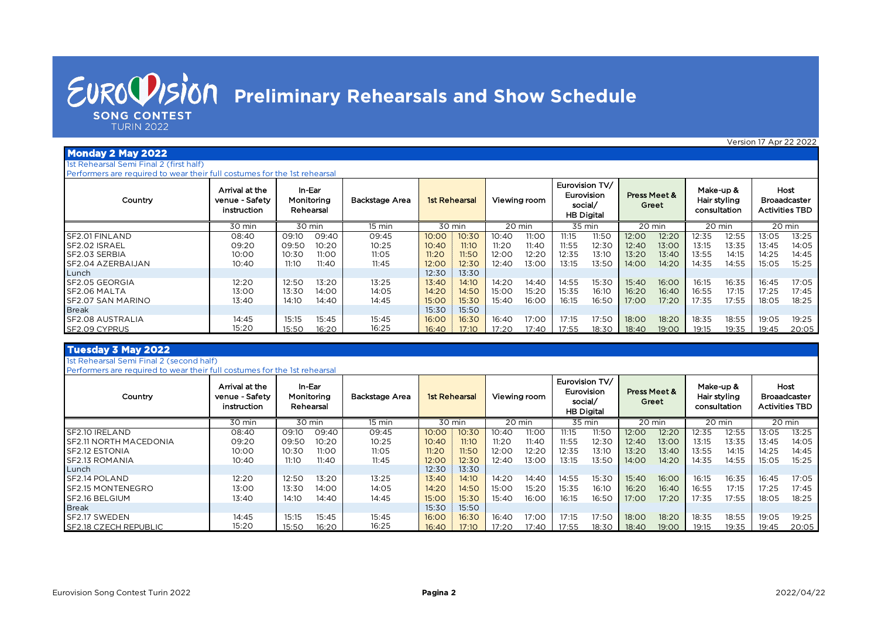# Preliminary Rehearsals and Show Schedule

Eurovision Song Contest Turin 2022

Version 17 Apr 22 2022

## Monday 2 May 2022

1st Rehearsal Semi Final 2 (first half)

Performers are required to wear their full costumes for the 1st rehearsal

| Country | Arrival at the venue - Safety instruction | In-Ear Monitoring Rehearsal | | Backstage Area | 1st Rehearsal | | Viewing room | | Eurovision TV/ Eurovision social/ HB Digital | | Press Meet & Greet | | Make-up & Hair styling consultation | | Host Broaadcaster Activities TBD | |
|---|---|---|---|---|---|---|---|---|---|---|---|---|---|---|---|---|
| | 30 min | 30 min | | 15 min | 30 min | | 20 min | | 35 min | | 20 min | | 20 min | | 20 min | |
| SF2.01 FINLAND | 08:40 | 09:10 | 09:40 | 09:45 | 10:00 | 10:30 | 10:40 | 11:00 | 11:15 | 11:50 | 12:00 | 12:20 | 12:35 | 12:55 | 13:05 | 13:25 |
| SF2.02 ISRAEL | 09:20 | 09:50 | 10:20 | 10:25 | 10:40 | 11:10 | 11:20 | 11:40 | 11:55 | 12:30 | 12:40 | 13:00 | 13:15 | 13:35 | 13:45 | 14:05 |
| SF2.03 SERBIA | 10:00 | 10:30 | 11:00 | 11:05 | 11:20 | 11:50 | 12:00 | 12:20 | 12:35 | 13:10 | 13:20 | 13:40 | 13:55 | 14:15 | 14:25 | 14:45 |
| SF2.04 AZERBAIJAN | 10:40 | 11:10 | 11:40 | 11:45 | 12:00 | 12:30 | 12:40 | 13:00 | 13:15 | 13:50 | 14:00 | 14:20 | 14:35 | 14:55 | 15:05 | 15:25 |
| Lunch | | | | | 12:30 | 13:30 | | | | | | | | | | |
| SF2.05 GEORGIA | 12:20 | 12:50 | 13:20 | 13:25 | 13:40 | 14:10 | 14:20 | 14:40 | 14:55 | 15:30 | 15:40 | 16:00 | 16:15 | 16:35 | 16:45 | 17:05 |
| SF2.06 MALTA | 13:00 | 13:30 | 14:00 | 14:05 | 14:20 | 14:50 | 15:00 | 15:20 | 15:35 | 16:10 | 16:20 | 16:40 | 16:55 | 17:15 | 17:25 | 17:45 |
| SF2.07 SAN MARINO | 13:40 | 14:10 | 14:40 | 14:45 | 15:00 | 15:30 | 15:40 | 16:00 | 16:15 | 16:50 | 17:00 | 17:20 | 17:35 | 17:55 | 18:05 | 18:25 |
| Break | | | | | 15:30 | 15:50 | | | | | | | | | | |
| SF2.08 AUSTRALIA | 14:45 | 15:15 | 15:45 | 15:45 | 16:00 | 16:30 | 16:40 | 17:00 | 17:15 | 17:50 | 18:00 | 18:20 | 18:35 | 18:55 | 19:05 | 19:25 |
| SF2.09 CYPRUS | 15:20 | 15:50 | 16:20 | 16:25 | 16:40 | 17:10 | 17:20 | 17:40 | 17:55 | 18:30 | 18:40 | 19:00 | 19:15 | 19:35 | 19:45 | 20:05 |

## Tuesday 3 May 2022

1st Rehearsal Semi Final 2 (second half)

Performers are required to wear their full costumes for the 1st rehearsal

| Country | Arrival at the venue - Safety instruction | In-Ear Monitoring Rehearsal | | Backstage Area | 1st Rehearsal | | Viewing room | | Eurovision TV/ Eurovision social/ HB Digital | | Press Meet & Greet | | Make-up & Hair styling consultation | | Host Broaadcaster Activities TBD | |
|---|---|---|---|---|---|---|---|---|---|---|---|---|---|---|---|---|
| | 30 min | 30 min | | 15 min | 30 min | | 20 min | | 35 min | | 20 min | | 20 min | | 20 min | |
| SF2.10 IRELAND | 08:40 | 09:10 | 09:40 | 09:45 | 10:00 | 10:30 | 10:40 | 11:00 | 11:15 | 11:50 | 12:00 | 12:20 | 12:35 | 12:55 | 13:05 | 13:25 |
| SF2.11 NORTH MACEDONIA | 09:20 | 09:50 | 10:20 | 10:25 | 10:40 | 11:10 | 11:20 | 11:40 | 11:55 | 12:30 | 12:40 | 13:00 | 13:15 | 13:35 | 13:45 | 14:05 |
| SF2.12 ESTONIA | 10:00 | 10:30 | 11:00 | 11:05 | 11:20 | 11:50 | 12:00 | 12:20 | 12:35 | 13:10 | 13:20 | 13:40 | 13:55 | 14:15 | 14:25 | 14:45 |
| SF2.13 ROMANIA | 10:40 | 11:10 | 11:40 | 11:45 | 12:00 | 12:30 | 12:40 | 13:00 | 13:15 | 13:50 | 14:00 | 14:20 | 14:35 | 14:55 | 15:05 | 15:25 |
| Lunch | | | | | 12:30 | 13:30 | | | | | | | | | | |
| SF2.14 POLAND | 12:20 | 12:50 | 13:20 | 13:25 | 13:40 | 14:10 | 14:20 | 14:40 | 14:55 | 15:30 | 15:40 | 16:00 | 16:15 | 16:35 | 16:45 | 17:05 |
| SF2.15 MONTENEGRO | 13:00 | 13:30 | 14:00 | 14:05 | 14:20 | 14:50 | 15:00 | 15:20 | 15:35 | 16:10 | 16:20 | 16:40 | 16:55 | 17:15 | 17:25 | 17:45 |
| SF2.16 BELGIUM | 13:40 | 14:10 | 14:40 | 14:45 | 15:00 | 15:30 | 15:40 | 16:00 | 16:15 | 16:50 | 17:00 | 17:20 | 17:35 | 17:55 | 18:05 | 18:25 |
| Break | | | | | 15:30 | 15:50 | | | | | | | | | | |
| SF2.17 SWEDEN | 14:45 | 15:15 | 15:45 | 15:45 | 16:00 | 16:30 | 16:40 | 17:00 | 17:15 | 17:50 | 18:00 | 18:20 | 18:35 | 18:55 | 19:05 | 19:25 |
| SF2.18 CZECH REPUBLIC | 15:20 | 15:50 | 16:20 | 16:25 | 16:40 | 17:10 | 17:20 | 17:40 | 17:55 | 18:30 | 18:40 | 19:00 | 19:15 | 19:35 | 19:45 | 20:05 |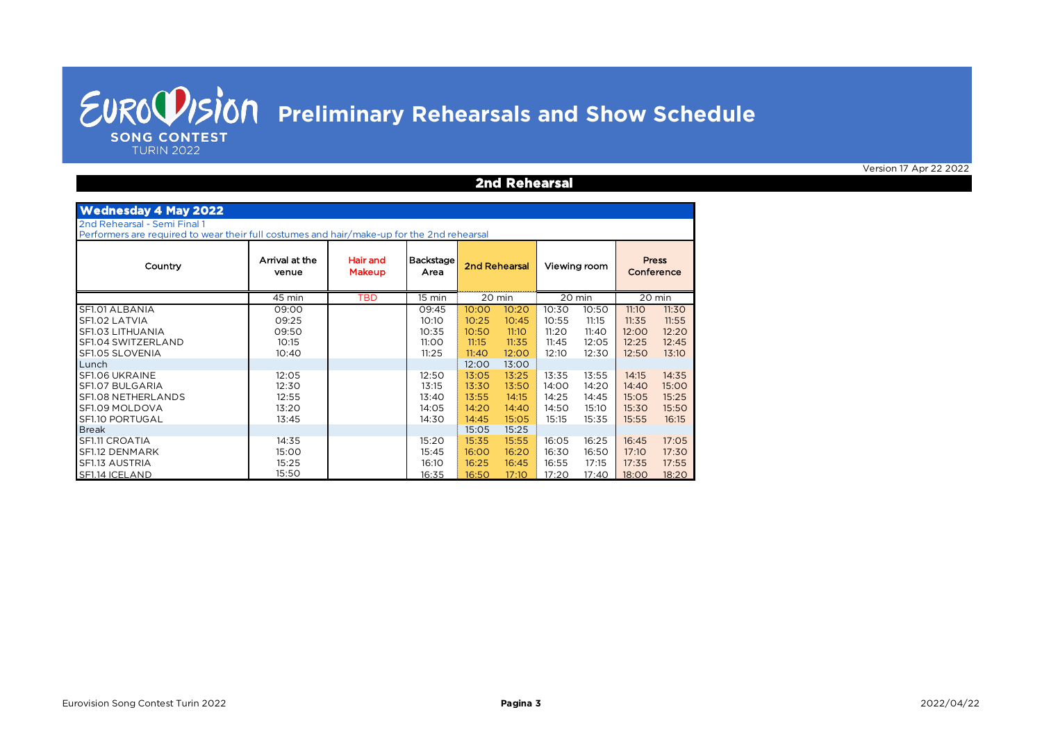# Preliminary Rehearsals and Show Schedule

Eurovision Song Contest Turin 2022

Version 17 Apr 22 2022

## 2nd Rehearsal

### Wednesday 4 May 2022

2nd Rehearsal - Semi Final 1

Performers are required to wear their full costumes and hair/make-up for the 2nd rehearsal

| Country | Arrival at the venue | Hair and Makeup | Backstage Area | 2nd Rehearsal | | Viewing room | | Press Conference | |
|---|---|---|---|---|---|---|---|---|---|
| | 45 min | TBD | 15 min | 20 min | | 20 min | | 20 min | |
| SF1.01 ALBANIA | 09:00 | | 09:45 | 10:00 | 10:20 | 10:30 | 10:50 | 11:10 | 11:30 |
| SF1.02 LATVIA | 09:25 | | 10:10 | 10:25 | 10:45 | 10:55 | 11:15 | 11:35 | 11:55 |
| SF1.03 LITHUANIA | 09:50 | | 10:35 | 10:50 | 11:10 | 11:20 | 11:40 | 12:00 | 12:20 |
| SF1.04 SWITZERLAND | 10:15 | | 11:00 | 11:15 | 11:35 | 11:45 | 12:05 | 12:25 | 12:45 |
| SF1.05 SLOVENIA | 10:40 | | 11:25 | 11:40 | 12:00 | 12:10 | 12:30 | 12:50 | 13:10 |
| Lunch | | | | 12:00 | 13:00 | | | | |
| SF1.06 UKRAINE | 12:05 | | 12:50 | 13:05 | 13:25 | 13:35 | 13:55 | 14:15 | 14:35 |
| SF1.07 BULGARIA | 12:30 | | 13:15 | 13:30 | 13:50 | 14:00 | 14:20 | 14:40 | 15:00 |
| SF1.08 NETHERLANDS | 12:55 | | 13:40 | 13:55 | 14:15 | 14:25 | 14:45 | 15:05 | 15:25 |
| SF1.09 MOLDOVA | 13:20 | | 14:05 | 14:20 | 14:40 | 14:50 | 15:10 | 15:30 | 15:50 |
| SF1.10 PORTUGAL | 13:45 | | 14:30 | 14:45 | 15:05 | 15:15 | 15:35 | 15:55 | 16:15 |
| Break | | | | 15:05 | 15:25 | | | | |
| SF1.11 CROATIA | 14:35 | | 15:20 | 15:35 | 15:55 | 16:05 | 16:25 | 16:45 | 17:05 |
| SF1.12 DENMARK | 15:00 | | 15:45 | 16:00 | 16:20 | 16:30 | 16:50 | 17:10 | 17:30 |
| SF1.13 AUSTRIA | 15:25 | | 16:10 | 16:25 | 16:45 | 16:55 | 17:15 | 17:35 | 17:55 |
| SF1.14 ICELAND | 15:50 | | 16:35 | 16:50 | 17:10 | 17:20 | 17:40 | 18:00 | 18:20 |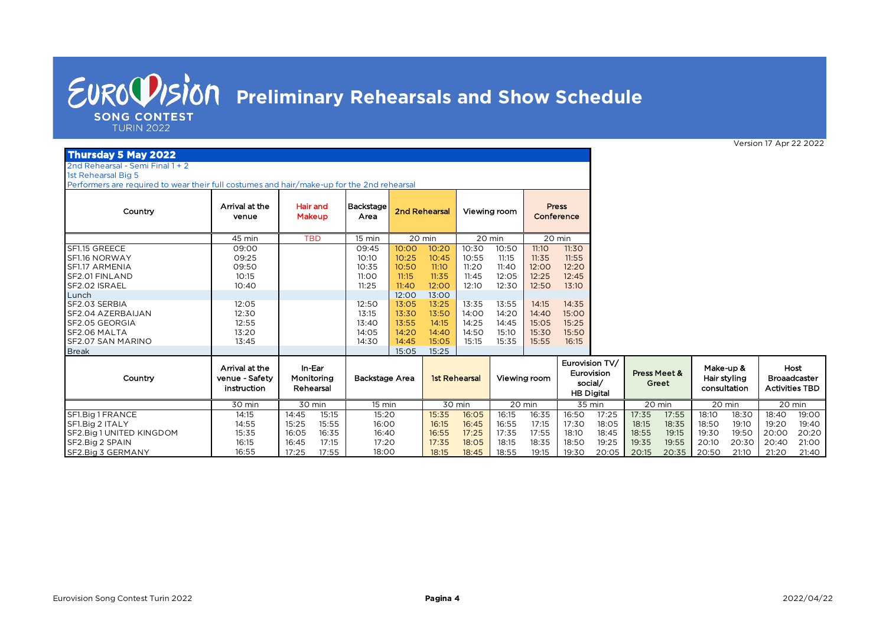# Preliminary Rehearsals and Show Schedule

Version 17 Apr 22 2022

## Thursday 5 May 2022

2nd Rehearsal - Semi Final 1 + 2
1st Rehearsal Big 5
Performers are required to wear their full costumes and hair/make-up for the 2nd rehearsal

| Country | Arrival at the venue | Hair and Makeup | Backstage Area | 2nd Rehearsal | | Viewing room | | Press Conference | |
|---|---|---|---|---|---|---|---|---|---|
| | 45 min | TBD | 15 min | 20 min | | 20 min | | 20 min | |
| SF1.15 GREECE | 09:00 | | 09:45 | 10:00 | 10:20 | 10:30 | 10:50 | 11:10 | 11:30 |
| SF1.16 NORWAY | 09:25 | | 10:10 | 10:25 | 10:45 | 10:55 | 11:15 | 11:35 | 11:55 |
| SF1.17 ARMENIA | 09:50 | | 10:35 | 10:50 | 11:10 | 11:20 | 11:40 | 12:00 | 12:20 |
| SF2.01 FINLAND | 10:15 | | 11:00 | 11:15 | 11:35 | 11:45 | 12:05 | 12:25 | 12:45 |
| SF2.02 ISRAEL | 10:40 | | 11:25 | 11:40 | 12:00 | 12:10 | 12:30 | 12:50 | 13:10 |
| Lunch | | | | 12:00 | 13:00 | | | | |
| SF2.03 SERBIA | 12:05 | | 12:50 | 13:05 | 13:25 | 13:35 | 13:55 | 14:15 | 14:35 |
| SF2.04 AZERBAIJAN | 12:30 | | 13:15 | 13:30 | 13:50 | 14:00 | 14:20 | 14:40 | 15:00 |
| SF2.05 GEORGIA | 12:55 | | 13:40 | 13:55 | 14:15 | 14:25 | 14:45 | 15:05 | 15:25 |
| SF2.06 MALTA | 13:20 | | 14:05 | 14:20 | 14:40 | 14:50 | 15:10 | 15:30 | 15:50 |
| SF2.07 SAN MARINO | 13:45 | | 14:30 | 14:45 | 15:05 | 15:15 | 15:35 | 15:55 | 16:15 |
| Break | | | | 15:05 | 15:25 | | | | |

| Country | Arrival at the venue - Safety instruction | In-Ear Monitoring Rehearsal | | Backstage Area | 1st Rehearsal | | Viewing room | | Eurovision TV/ Eurovision social/ HB Digital | | Press Meet & Greet | | Make-up & Hair styling consultation | | Host Broaadcaster Activities TBD | |
|---|---|---|---|---|---|---|---|---|---|---|---|---|---|---|---|---|
| | 30 min | 30 min | | 15 min | 30 min | | 20 min | | 35 min | | 20 min | | 20 min | | 20 min | |
| SF1.Big 1 FRANCE | 14:15 | 14:45 | 15:15 | 15:20 | 15:35 | 16:05 | 16:15 | 16:35 | 16:50 | 17:25 | 17:35 | 17:55 | 18:10 | 18:30 | 18:40 | 19:00 |
| SF1.Big 2 ITALY | 14:55 | 15:25 | 15:55 | 16:00 | 16:15 | 16:45 | 16:55 | 17:15 | 17:30 | 18:05 | 18:15 | 18:35 | 18:50 | 19:10 | 19:20 | 19:40 |
| SF2.Big 1 UNITED KINGDOM | 15:35 | 16:05 | 16:35 | 16:40 | 16:55 | 17:25 | 17:35 | 17:55 | 18:10 | 18:45 | 18:55 | 19:15 | 19:30 | 19:50 | 20:00 | 20:20 |
| SF2.Big 2 SPAIN | 16:15 | 16:45 | 17:15 | 17:20 | 17:35 | 18:05 | 18:15 | 18:35 | 18:50 | 19:25 | 19:35 | 19:55 | 20:10 | 20:30 | 20:40 | 21:00 |
| SF2.Big 3 GERMANY | 16:55 | 17:25 | 17:55 | 18:00 | 18:15 | 18:45 | 18:55 | 19:15 | 19:30 | 20:05 | 20:15 | 20:35 | 20:50 | 21:10 | 21:20 | 21:40 |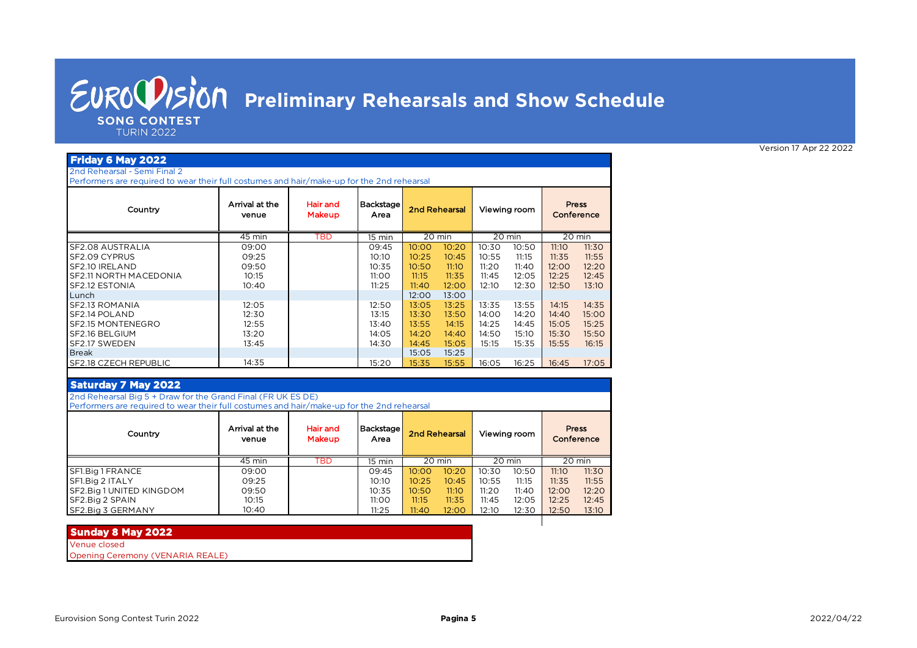# Preliminary Rehearsals and Show Schedule

Version 17 Apr 22 2022

## Friday 6 May 2022

2nd Rehearsal - Semi Final 2

Performers are required to wear their full costumes and hair/make-up for the 2nd rehearsal

| Country | Arrival at the venue | Hair and Makeup | Backstage Area | 2nd Rehearsal | | Viewing room | | Press Conference | |
|---|---|---|---|---|---|---|---|---|---|
| | 45 min | TBD | 15 min | 20 min | | 20 min | | 20 min | |
| SF2.08 AUSTRALIA | 09:00 | | 09:45 | 10:00 | 10:20 | 10:30 | 10:50 | 11:10 | 11:30 |
| SF2.09 CYPRUS | 09:25 | | 10:10 | 10:25 | 10:45 | 10:55 | 11:15 | 11:35 | 11:55 |
| SF2.10 IRELAND | 09:50 | | 10:35 | 10:50 | 11:10 | 11:20 | 11:40 | 12:00 | 12:20 |
| SF2.11 NORTH MACEDONIA | 10:15 | | 11:00 | 11:15 | 11:35 | 11:45 | 12:05 | 12:25 | 12:45 |
| SF2.12 ESTONIA | 10:40 | | 11:25 | 11:40 | 12:00 | 12:10 | 12:30 | 12:50 | 13:10 |
| Lunch | | | | 12:00 | 13:00 | | | | |
| SF2.13 ROMANIA | 12:05 | | 12:50 | 13:05 | 13:25 | 13:35 | 13:55 | 14:15 | 14:35 |
| SF2.14 POLAND | 12:30 | | 13:15 | 13:30 | 13:50 | 14:00 | 14:20 | 14:40 | 15:00 |
| SF2.15 MONTENEGRO | 12:55 | | 13:40 | 13:55 | 14:15 | 14:25 | 14:45 | 15:05 | 15:25 |
| SF2.16 BELGIUM | 13:20 | | 14:05 | 14:20 | 14:40 | 14:50 | 15:10 | 15:30 | 15:50 |
| SF2.17 SWEDEN | 13:45 | | 14:30 | 14:45 | 15:05 | 15:15 | 15:35 | 15:55 | 16:15 |
| Break | | | | 15:05 | 15:25 | | | | |
| SF2.18 CZECH REPUBLIC | 14:35 | | 15:20 | 15:35 | 15:55 | 16:05 | 16:25 | 16:45 | 17:05 |

## Saturday 7 May 2022

2nd Rehearsal Big 5 + Draw for the Grand Final (FR UK ES DE)

Performers are required to wear their full costumes and hair/make-up for the 2nd rehearsal

| Country | Arrival at the venue | Hair and Makeup | Backstage Area | 2nd Rehearsal | | Viewing room | | Press Conference | |
|---|---|---|---|---|---|---|---|---|---|
| | 45 min | TBD | 15 min | 20 min | | 20 min | | 20 min | |
| SF1.Big 1 FRANCE | 09:00 | | 09:45 | 10:00 | 10:20 | 10:30 | 10:50 | 11:10 | 11:30 |
| SF1.Big 2 ITALY | 09:25 | | 10:10 | 10:25 | 10:45 | 10:55 | 11:15 | 11:35 | 11:55 |
| SF2.Big 1 UNITED KINGDOM | 09:50 | | 10:35 | 10:50 | 11:10 | 11:20 | 11:40 | 12:00 | 12:20 |
| SF2.Big 2 SPAIN | 10:15 | | 11:00 | 11:15 | 11:35 | 11:45 | 12:05 | 12:25 | 12:45 |
| SF2.Big 3 GERMANY | 10:40 | | 11:25 | 11:40 | 12:00 | 12:10 | 12:30 | 12:50 | 13:10 |

## Sunday 8 May 2022

Venue closed

Opening Ceremony (VENARIA REALE)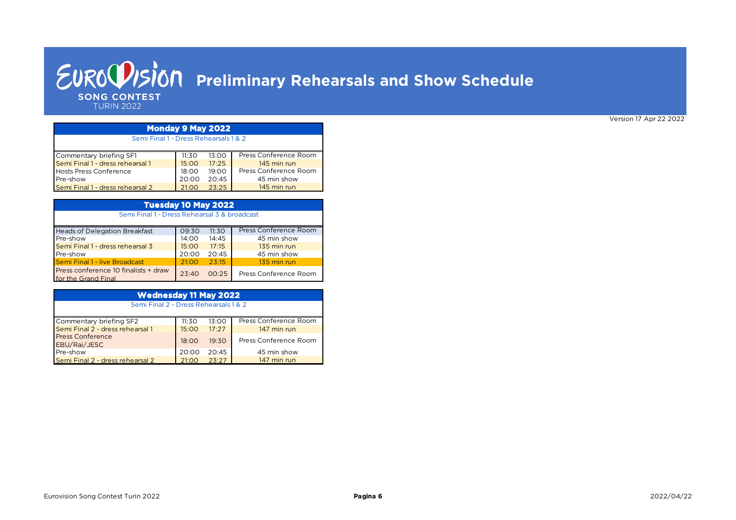# Eurovision Song Contest Turin 2022 — Preliminary Rehearsals and Show Schedule

Version 17 Apr 22 2022

| Monday 9 May 2022 | | | |
|---|---|---|---|
| Semi Final 1 - Dress Rehearsals 1 & 2 | | | |
| Commentary briefing SF1 | 11:30 | 13:00 | Press Conference Room |
| Semi Final 1 - dress rehearsal 1 | 15:00 | 17:25 | 145 min run |
| Hosts Press Conference | 18:00 | 19:00 | Press Conference Room |
| Pre-show | 20:00 | 20:45 | 45 min show |
| Semi Final 1 - dress rehearsal 2 | 21:00 | 23:25 | 145 min run |

| Tuesday 10 May 2022 | | | |
|---|---|---|---|
| Semi Final 1 - Dress Rehearsal 3 & broadcast | | | |
| Heads of Delegation Breakfast | 09:30 | 11:30 | Press Conference Room |
| Pre-show | 14:00 | 14:45 | 45 min show |
| Semi Final 1 - dress rehearsal 3 | 15:00 | 17:15 | 135 min run |
| Pre-show | 20:00 | 20:45 | 45 min show |
| Semi Final 1 - live Broadcast | 21:00 | 23:15 | 135 min run |
| Press conference 10 finalists + draw for the Grand Final | 23:40 | 00:25 | Press Conference Room |

| Wednesday 11 May 2022 | | | |
|---|---|---|---|
| Semi Final 2 - Dress Rehearsals 1 & 2 | | | |
| Commentary briefing SF2 | 11:30 | 13:00 | Press Conference Room |
| Semi Final 2 - dress rehearsal 1 | 15:00 | 17:27 | 147 min run |
| Press Conference EBU/Rai/JESC | 18:00 | 19:30 | Press Conference Room |
| Pre-show | 20:00 | 20:45 | 45 min show |
| Semi Final 2 - dress rehearsal 2 | 21:00 | 23:27 | 147 min run |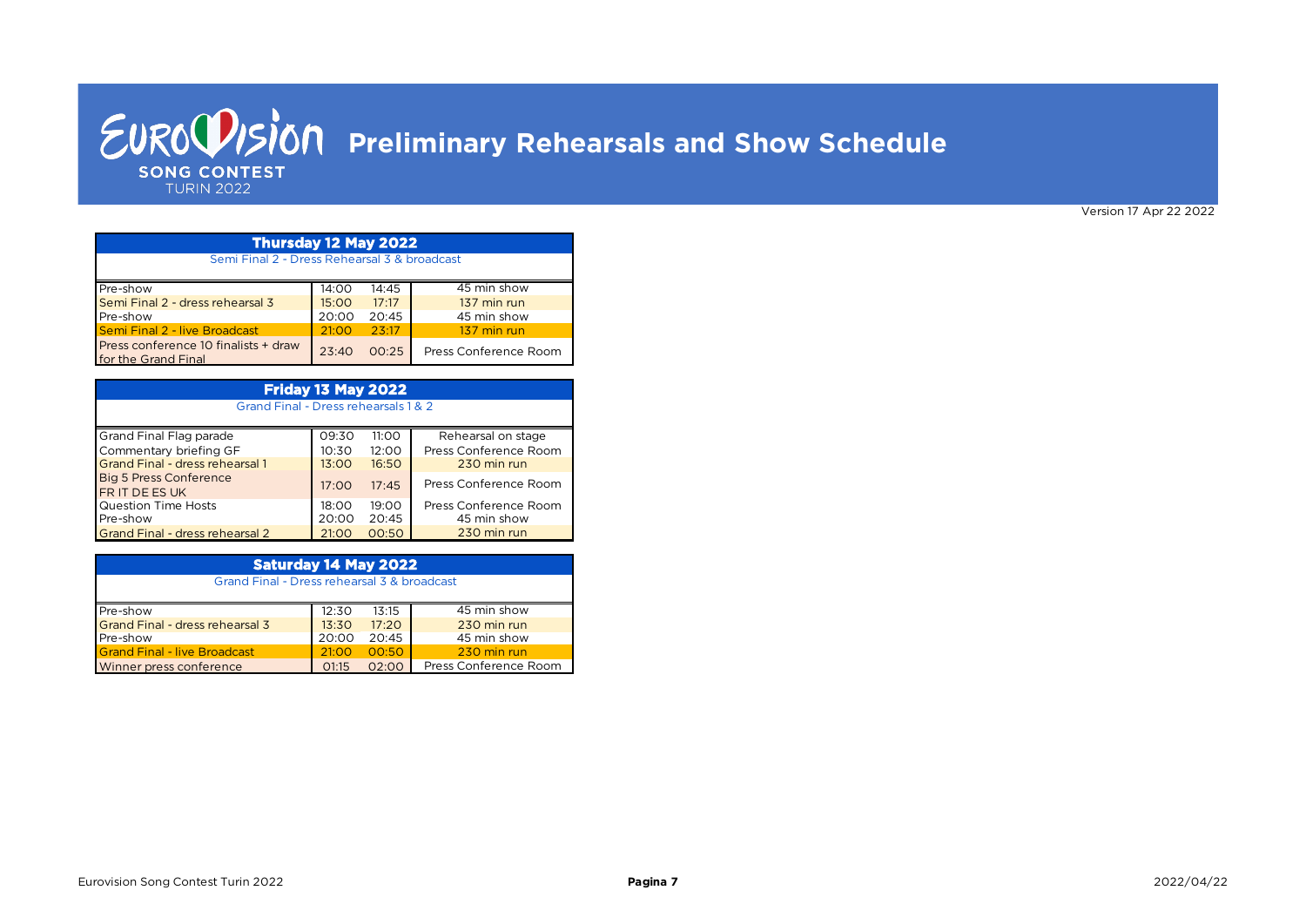# Eurovision Song Contest Turin 2022 — Preliminary Rehearsals and Show Schedule

Version 17 Apr 22 2022

| Thursday 12 May 2022 | | | |
|---|---|---|---|
| Semi Final 2 - Dress Rehearsal 3 & broadcast | | | |
| Pre-show | 14:00 | 14:45 | 45 min show |
| Semi Final 2 - dress rehearsal 3 | 15:00 | 17:17 | 137 min run |
| Pre-show | 20:00 | 20:45 | 45 min show |
| Semi Final 2 - live Broadcast | 21:00 | 23:17 | 137 min run |
| Press conference 10 finalists + draw for the Grand Final | 23:40 | 00:25 | Press Conference Room |

| Friday 13 May 2022 | | | |
|---|---|---|---|
| Grand Final - Dress rehearsals 1 & 2 | | | |
| Grand Final Flag parade | 09:30 | 11:00 | Rehearsal on stage |
| Commentary briefing GF | 10:30 | 12:00 | Press Conference Room |
| Grand Final - dress rehearsal 1 | 13:00 | 16:50 | 230 min run |
| Big 5 Press Conference FR IT DE ES UK | 17:00 | 17:45 | Press Conference Room |
| Question Time Hosts | 18:00 | 19:00 | Press Conference Room |
| Pre-show | 20:00 | 20:45 | 45 min show |
| Grand Final - dress rehearsal 2 | 21:00 | 00:50 | 230 min run |

| Saturday 14 May 2022 | | | |
|---|---|---|---|
| Grand Final - Dress rehearsal 3 & broadcast | | | |
| Pre-show | 12:30 | 13:15 | 45 min show |
| Grand Final - dress rehearsal 3 | 13:30 | 17:20 | 230 min run |
| Pre-show | 20:00 | 20:45 | 45 min show |
| Grand Final - live Broadcast | 21:00 | 00:50 | 230 min run |
| Winner press conference | 01:15 | 02:00 | Press Conference Room |